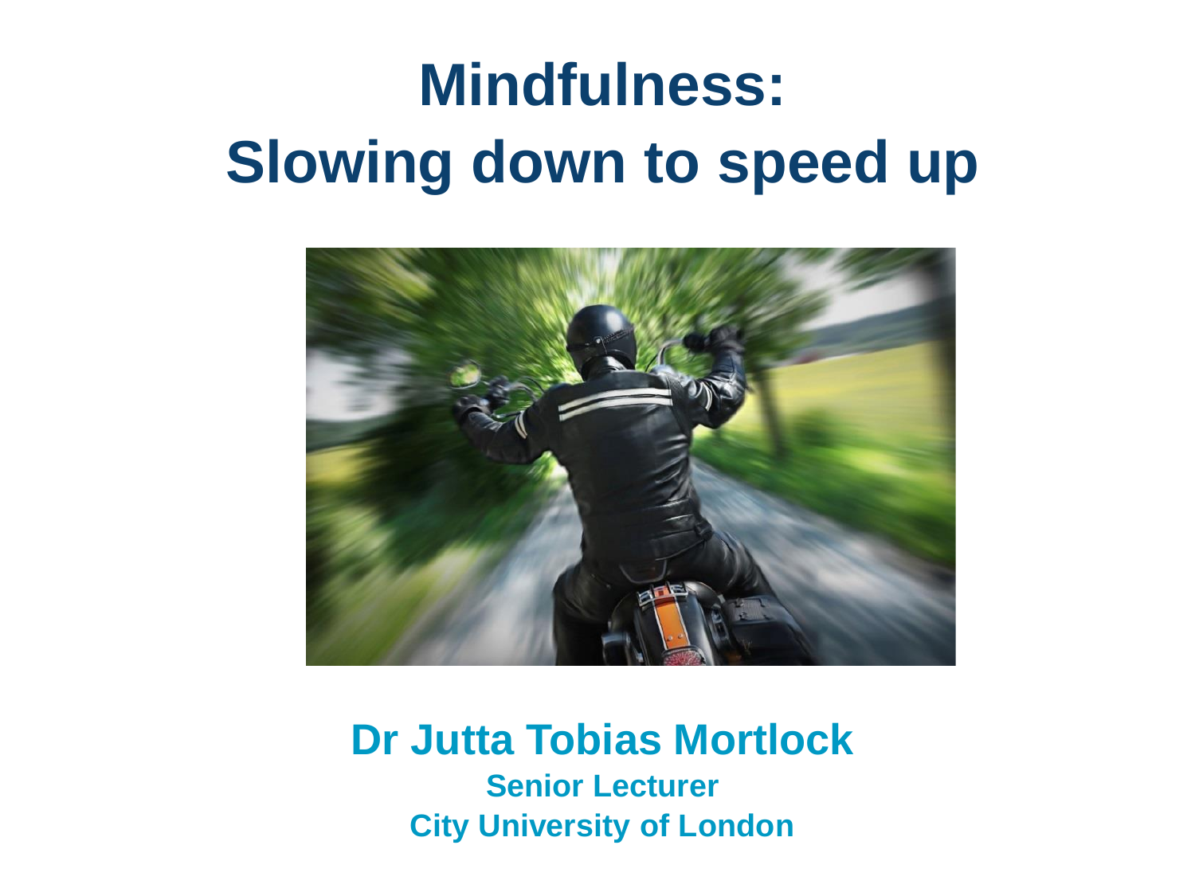# Mindfulness:
# Slowing down to speed up

**Dr Jutta Tobias Mortlock**

**Senior Lecturer**

**City University of London**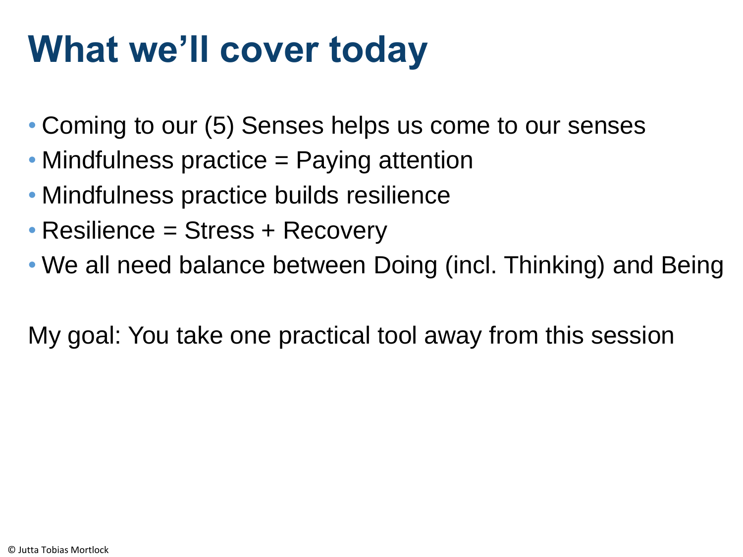# What we'll cover today

- Coming to our (5) Senses helps us come to our senses
- Mindfulness practice = Paying attention
- Mindfulness practice builds resilience
- Resilience = Stress + Recovery
- We all need balance between Doing (incl. Thinking) and Being

My goal: You take one practical tool away from this session

© Jutta Tobias Mortlock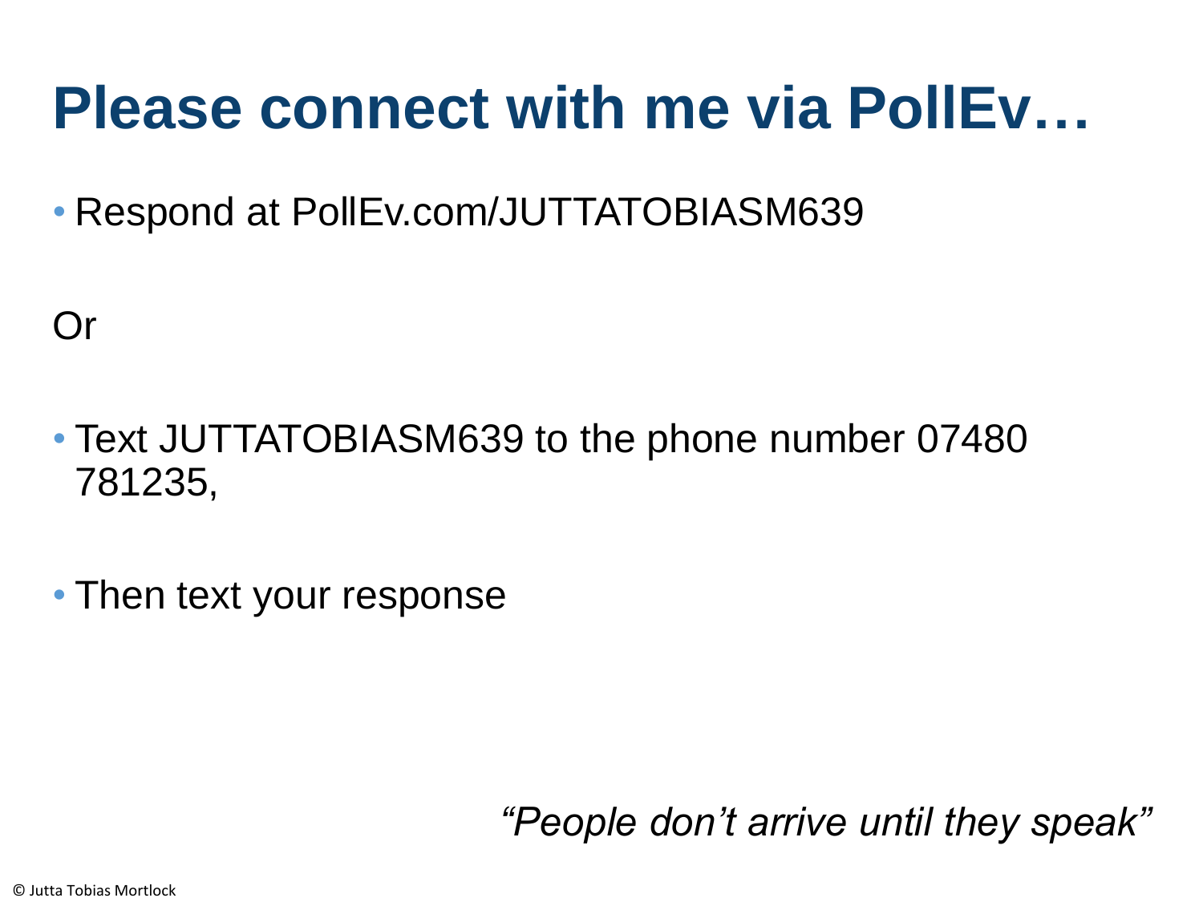# Please connect with me via PollEv…

- Respond at PollEv.com/JUTTATOBIASM639

Or

- Text JUTTATOBIASM639 to the phone number 07480 781235,

- Then text your response

*“People don’t arrive until they speak”*

© Jutta Tobias Mortlock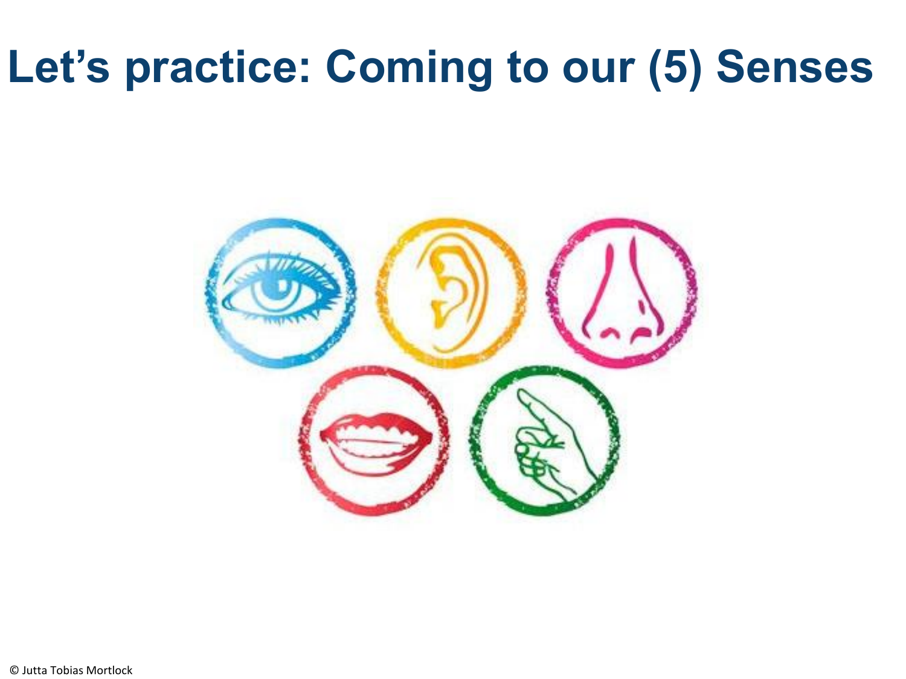# Let's practice: Coming to our (5) Senses

© Jutta Tobias Mortlock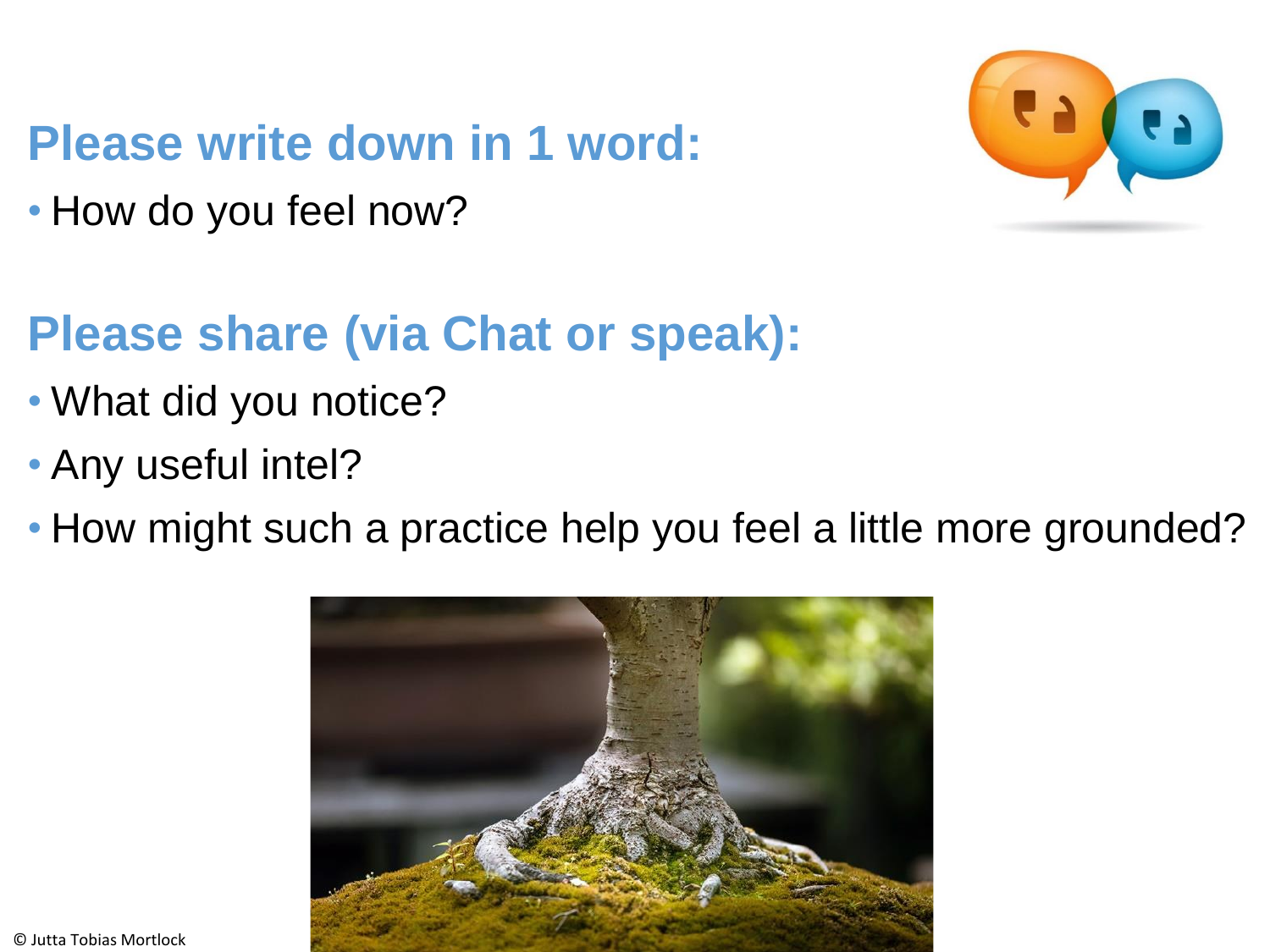## Please write down in 1 word:

- How do you feel now?

## Please share (via Chat or speak):

- What did you notice?
- Any useful intel?
- How might such a practice help you feel a little more grounded?

© Jutta Tobias Mortlock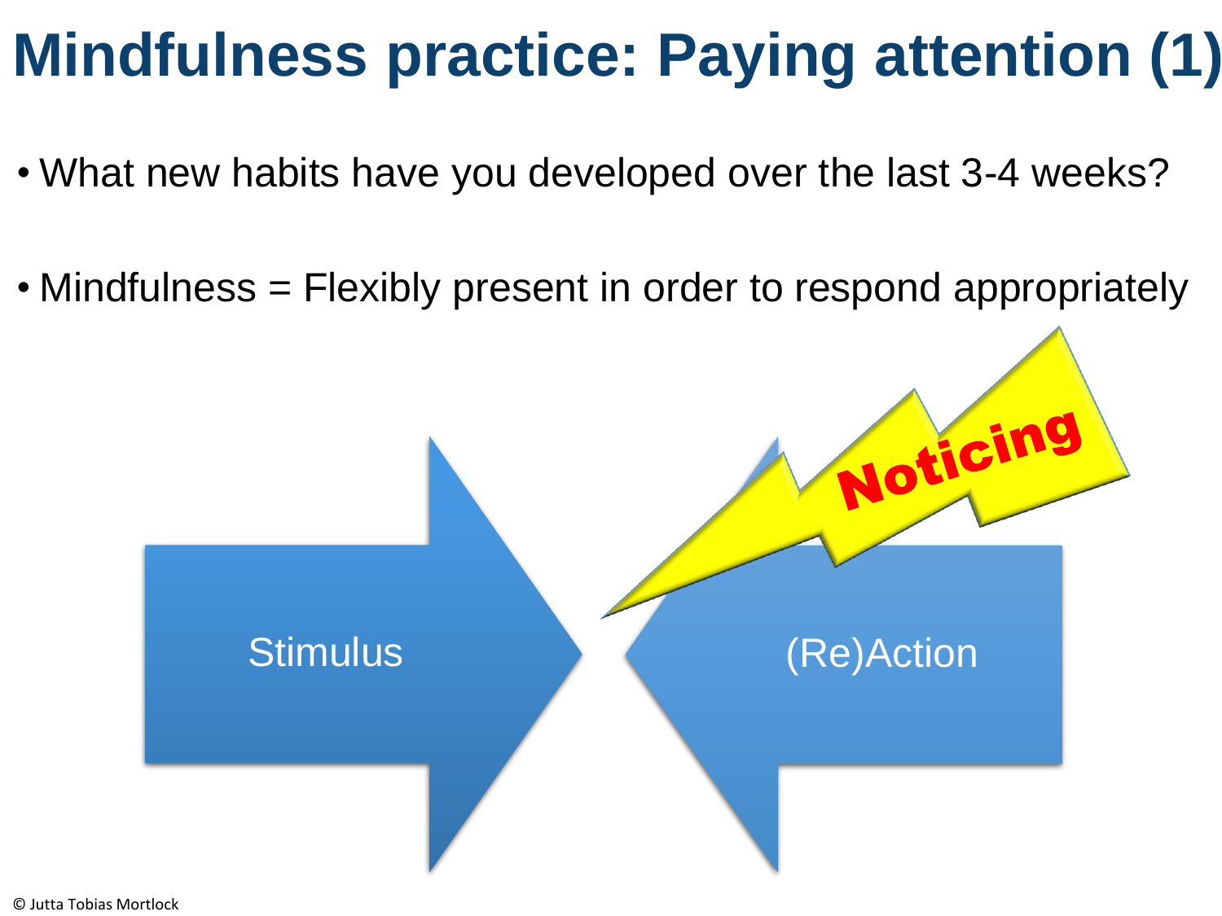# Mindfulness practice: Paying attention (1)

- What new habits have you developed over the last 3-4 weeks?
- Mindfulness = Flexibly present in order to respond appropriately

Stimulus

Noticing

(Re)Action

© Jutta Tobias Mortlock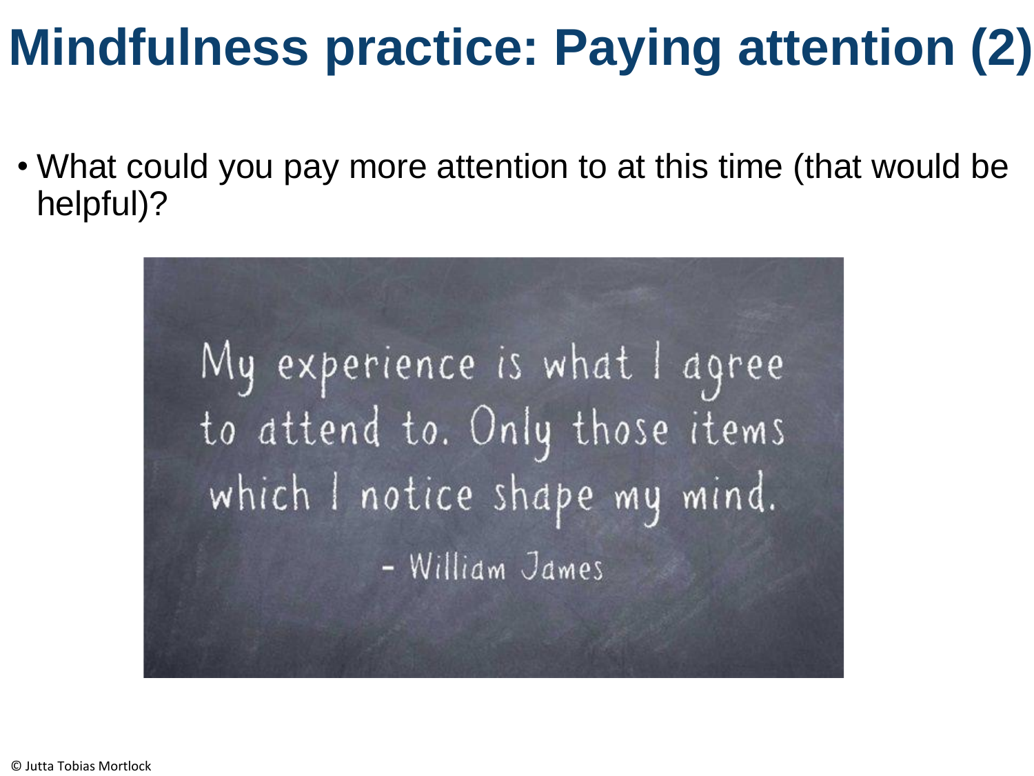# Mindfulness practice: Paying attention (2)

- What could you pay more attention to at this time (that would be helpful)?

My experience is what I agree to attend to. Only those items which I notice shape my mind.

- William James

© Jutta Tobias Mortlock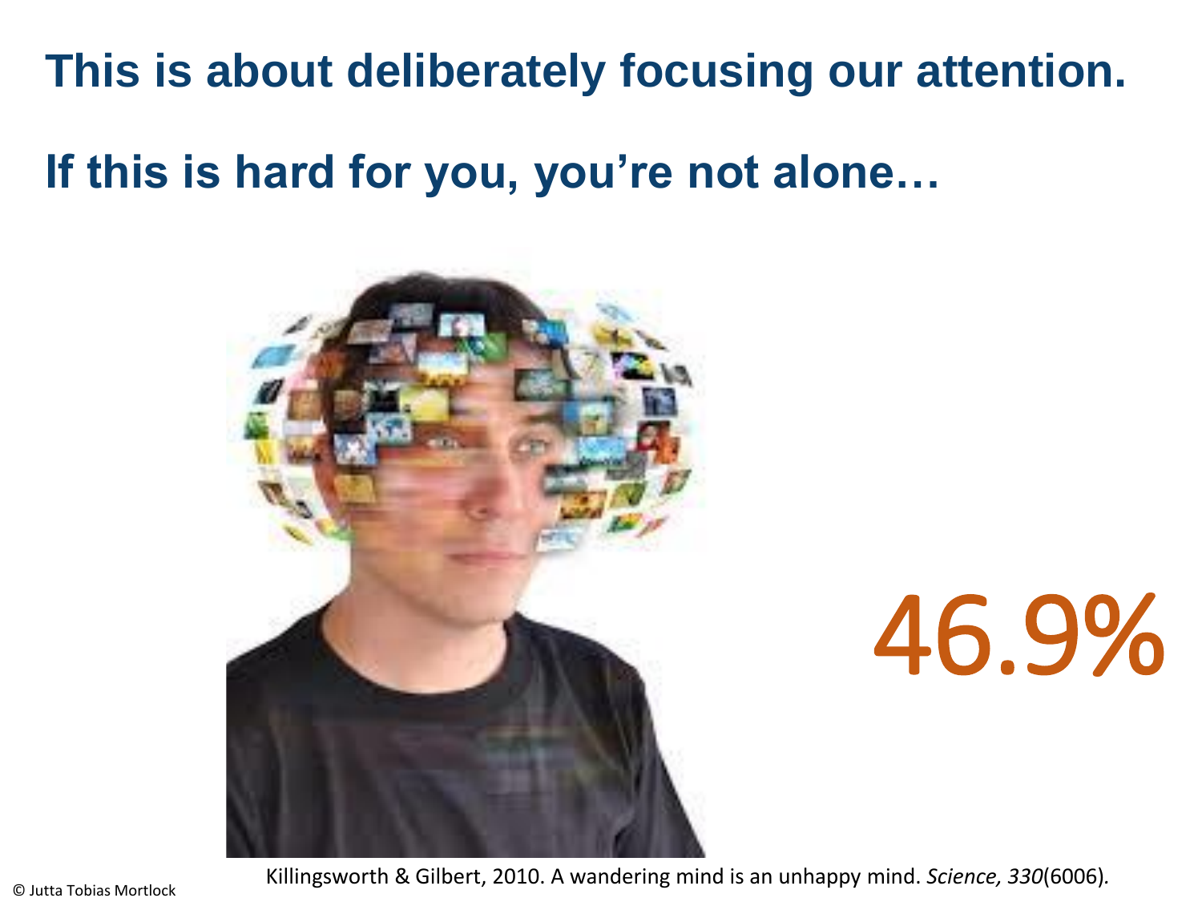## This is about deliberately focusing our attention.

## If this is hard for you, you're not alone…

46.9%

Killingsworth & Gilbert, 2010. A wandering mind is an unhappy mind. *Science, 330*(6006).

© Jutta Tobias Mortlock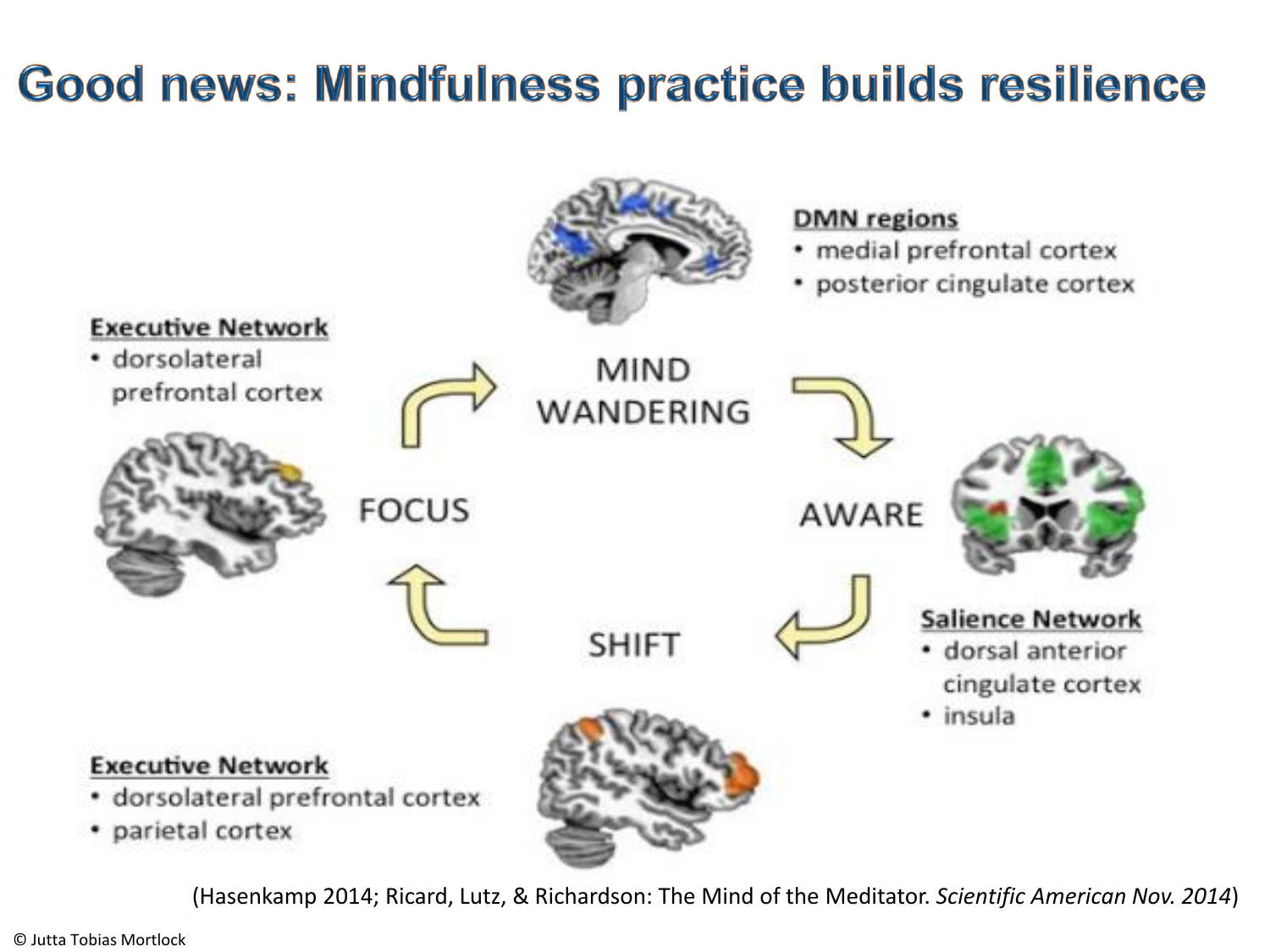# Good news: Mindfulness practice builds resilience

**DMN regions**
- medial prefrontal cortex
- posterior cingulate cortex

MIND WANDERING

AWARE

**Salience Network**
- dorsal anterior cingulate cortex
- insula

SHIFT

**Executive Network**
- dorsolateral prefrontal cortex
- parietal cortex

FOCUS

**Executive Network**
- dorsolateral prefrontal cortex

(Hasenkamp 2014; Ricard, Lutz, & Richardson: The Mind of the Meditator. *Scientific American Nov. 2014*)

© Jutta Tobias Mortlock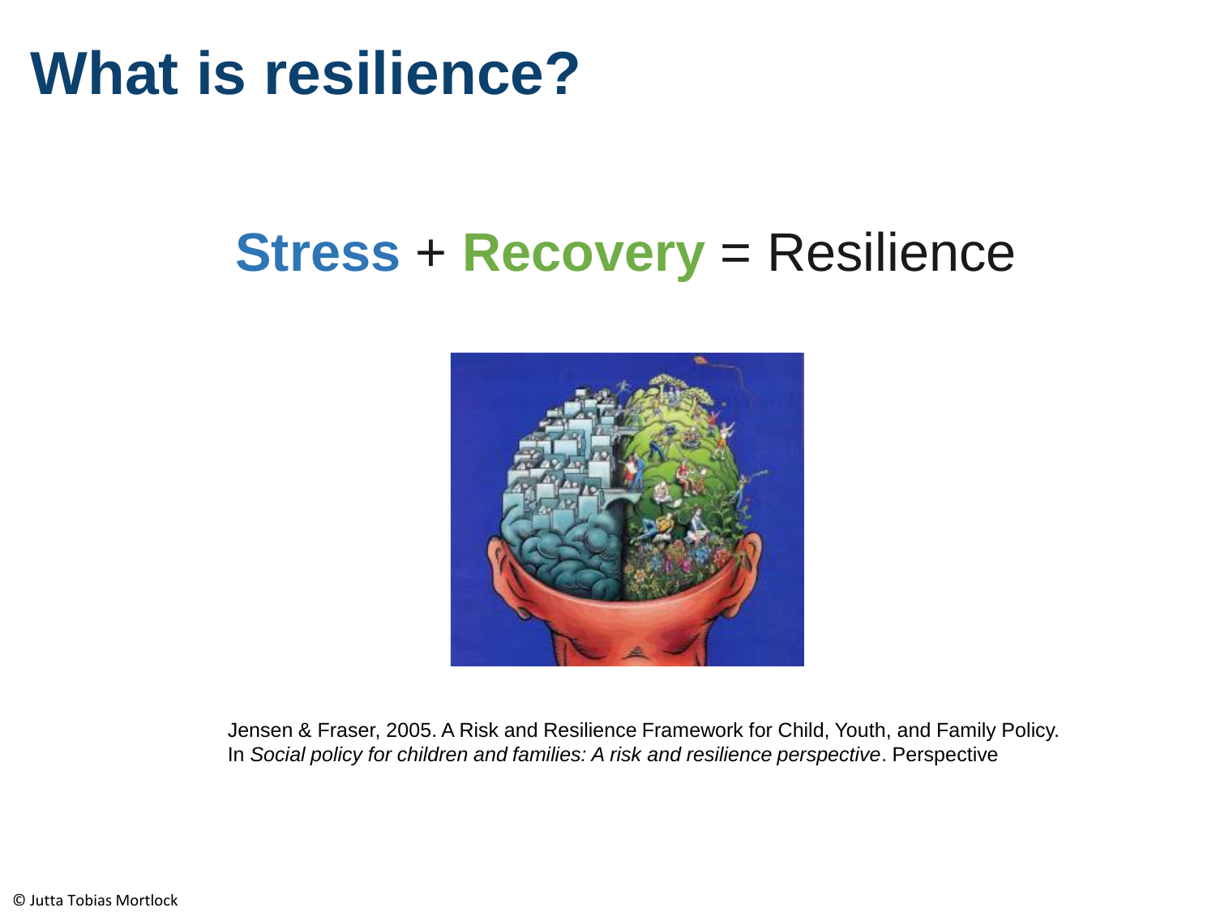# What is resilience?

**Stress** + **Recovery** = Resilience

Jensen & Fraser, 2005. A Risk and Resilience Framework for Child, Youth, and Family Policy. In *Social policy for children and families: A risk and resilience perspective*. Perspective

© Jutta Tobias Mortlock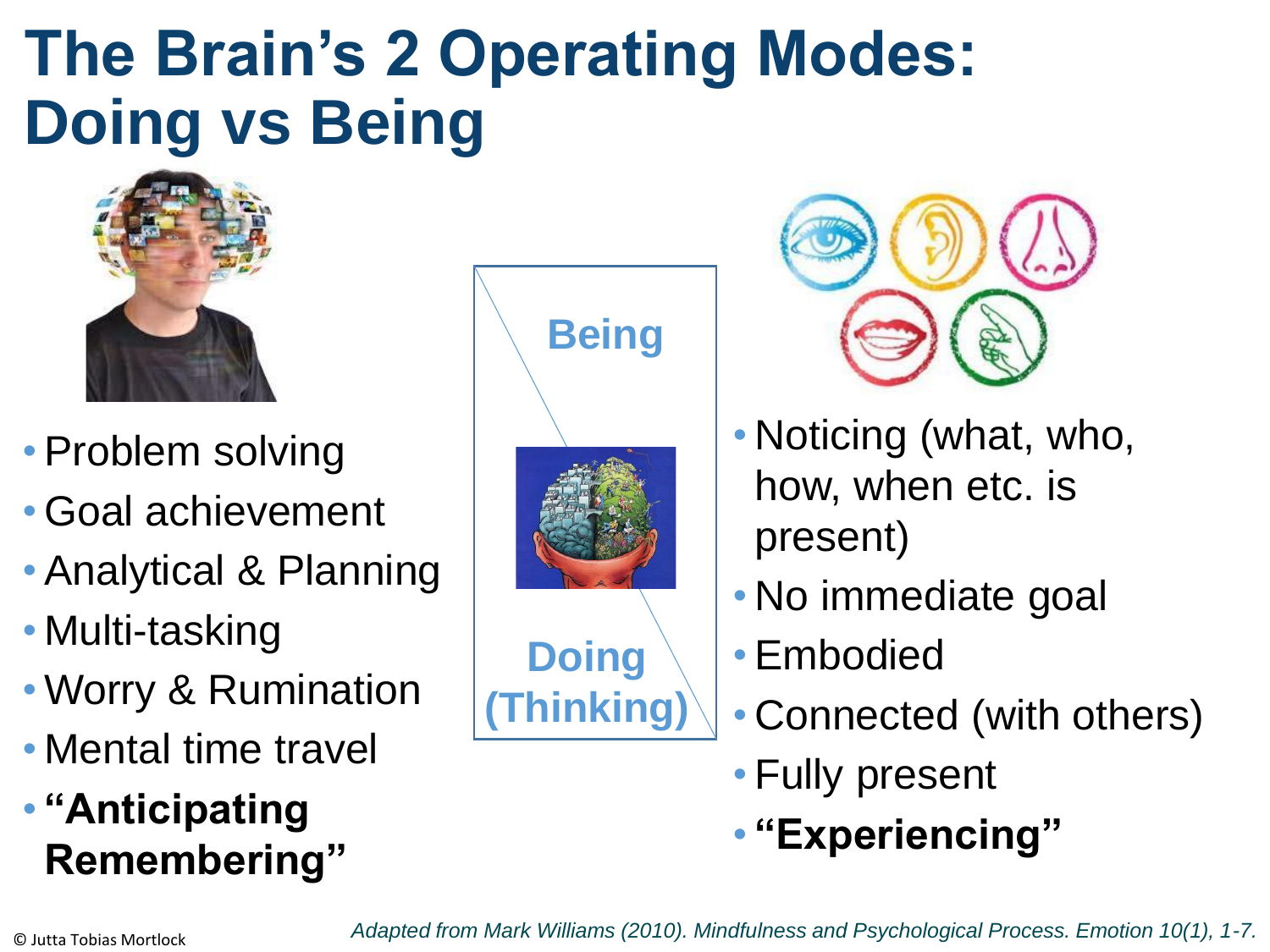# The Brain's 2 Operating Modes: Doing vs Being

- Problem solving
- Goal achievement
- Analytical & Planning
- Multi-tasking
- Worry & Rumination
- Mental time travel
- **"Anticipating Remembering"**

**Being**

**Doing (Thinking)**

- Noticing (what, who, how, when etc. is present)
- No immediate goal
- Embodied
- Connected (with others)
- Fully present
- **"Experiencing"**

© Jutta Tobias Mortlock

*Adapted from Mark Williams (2010). Mindfulness and Psychological Process. Emotion 10(1), 1-7.*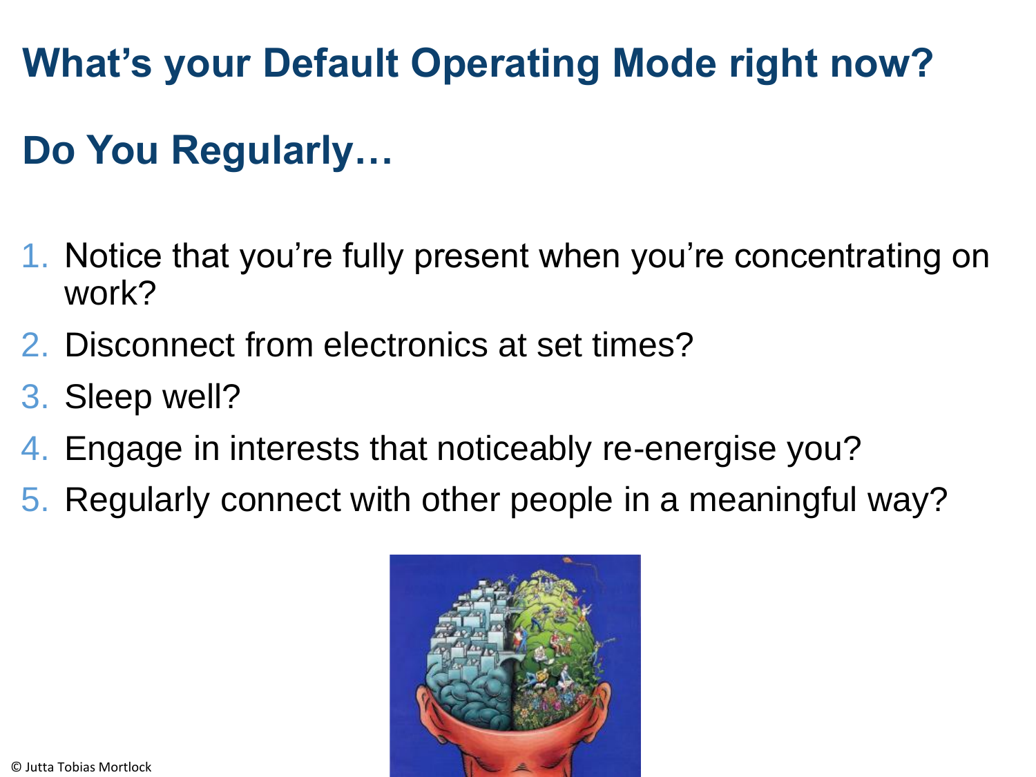# What's your Default Operating Mode right now?

## Do You Regularly…

1. Notice that you're fully present when you're concentrating on work?
2. Disconnect from electronics at set times?
3. Sleep well?
4. Engage in interests that noticeably re-energise you?
5. Regularly connect with other people in a meaningful way?

© Jutta Tobias Mortlock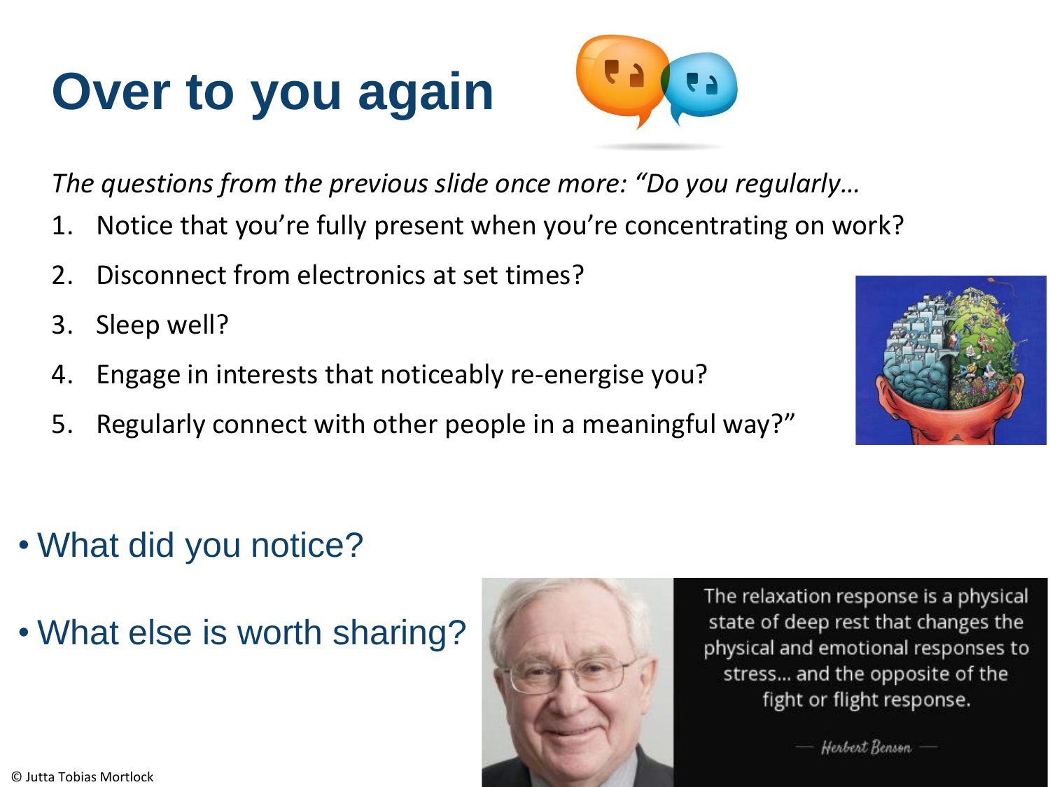# Over to you again

*The questions from the previous slide once more: "Do you regularly…*

1. Notice that you're fully present when you're concentrating on work?
2. Disconnect from electronics at set times?
3. Sleep well?
4. Engage in interests that noticeably re-energise you?
5. Regularly connect with other people in a meaningful way?"

- What did you notice?
- What else is worth sharing?

The relaxation response is a physical state of deep rest that changes the physical and emotional responses to stress... and the opposite of the fight or flight response.

— Herbert Benson —

© Jutta Tobias Mortlock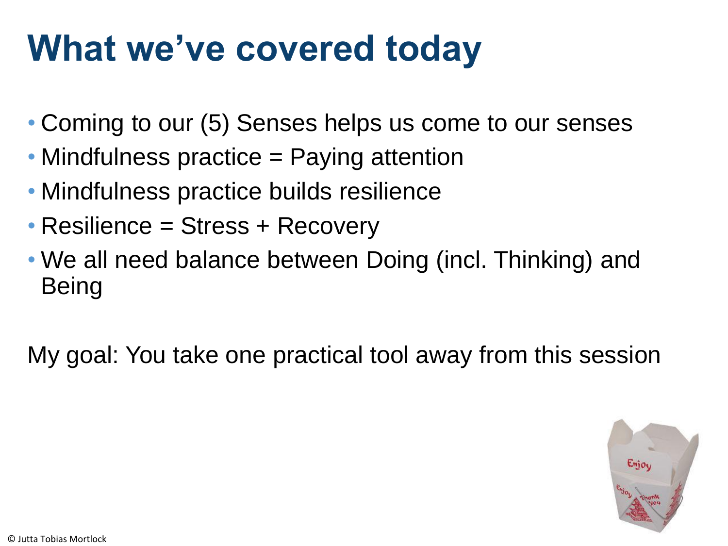# What we've covered today

- Coming to our (5) Senses helps us come to our senses
- Mindfulness practice = Paying attention
- Mindfulness practice builds resilience
- Resilience = Stress + Recovery
- We all need balance between Doing (incl. Thinking) and Being

My goal: You take one practical tool away from this session

© Jutta Tobias Mortlock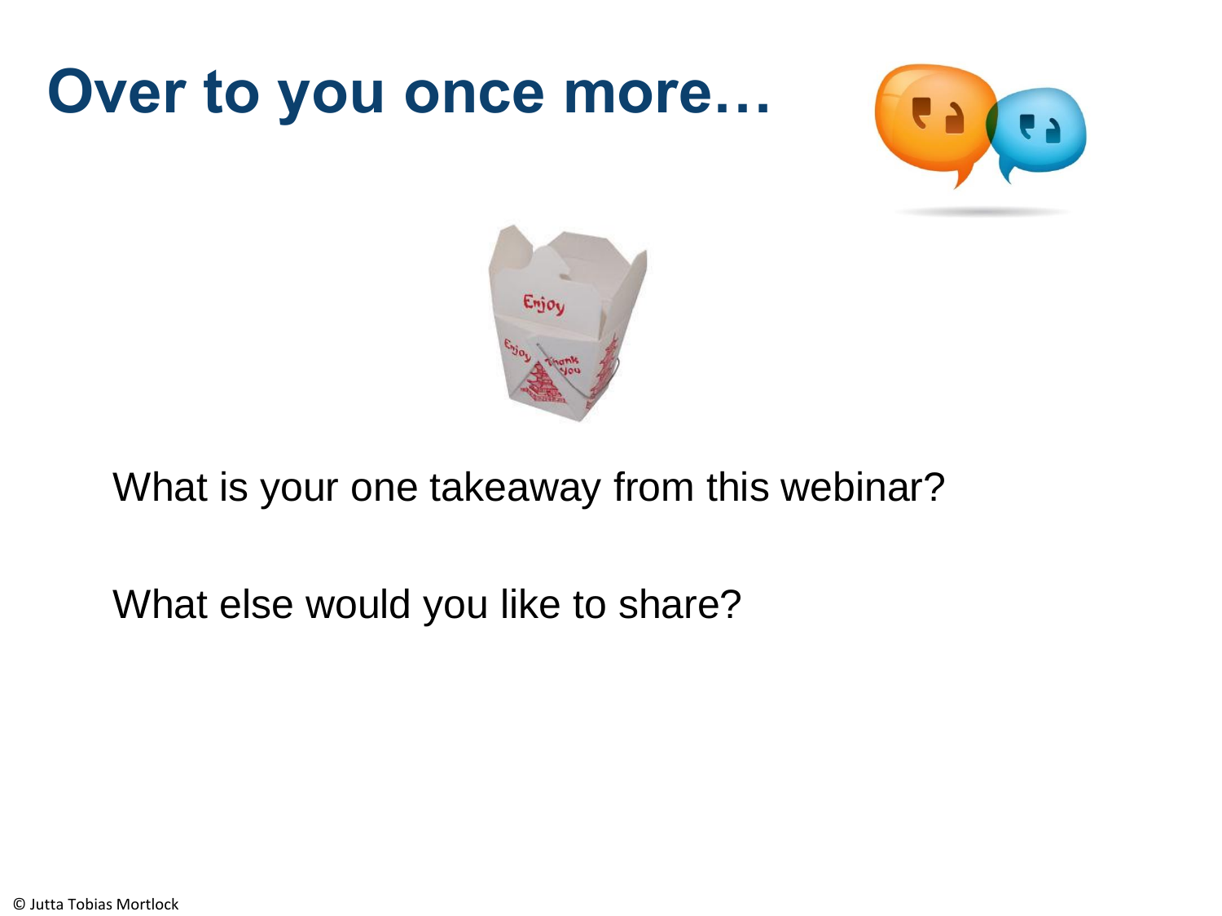# Over to you once more…

What is your one takeaway from this webinar?

What else would you like to share?

© Jutta Tobias Mortlock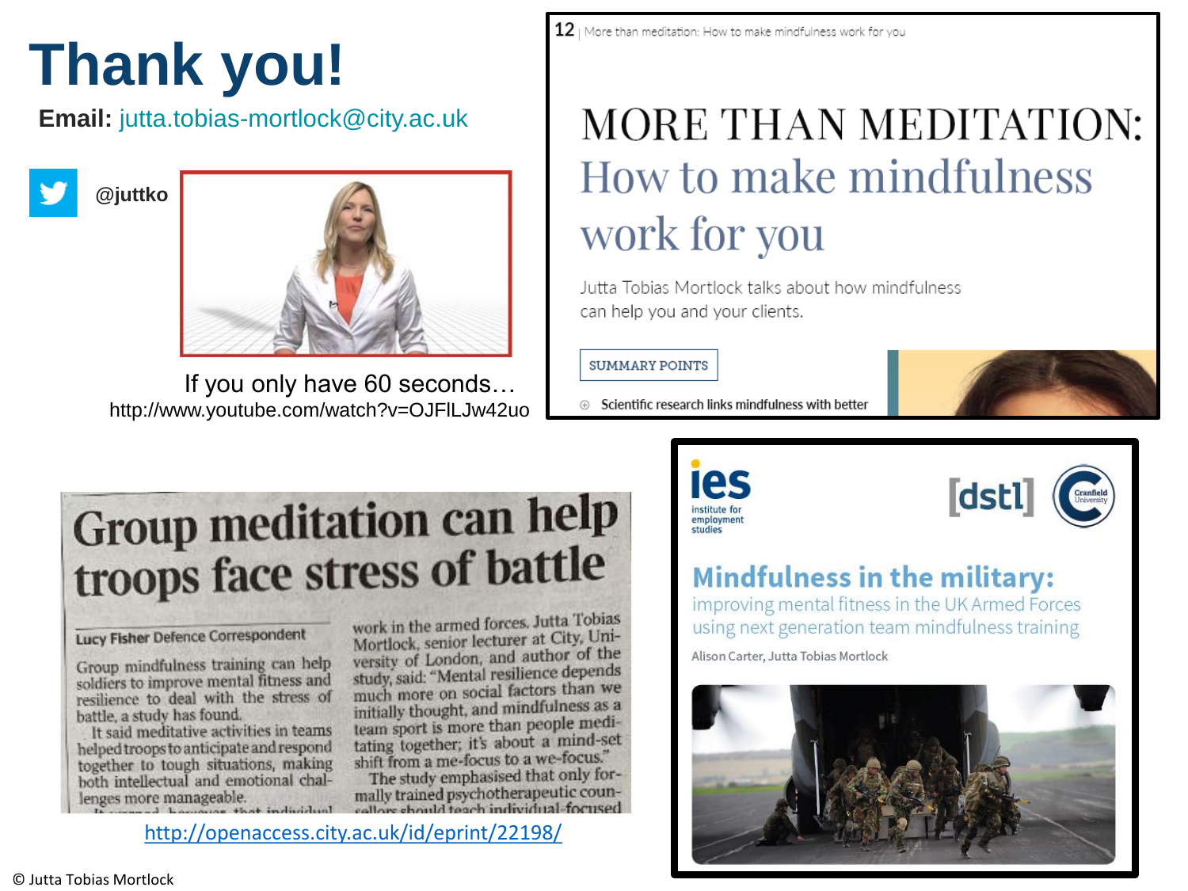# Thank you!

**Email:** jutta.tobias-mortlock@city.ac.uk

@juttko

If you only have 60 seconds…
http://www.youtube.com/watch?v=OJFlLJw42uo

12 | More than meditation: How to make mindfulness work for you

## MORE THAN MEDITATION: How to make mindfulness work for you

Jutta Tobias Mortlock talks about how mindfulness can help you and your clients.

SUMMARY POINTS

⊕ Scientific research links mindfulness with better

## Group meditation can help troops face stress of battle

Lucy Fisher Defence Correspondent

Group mindfulness training can help soldiers to improve mental fitness and resilience to deal with the stress of battle, a study has found.

It said meditative activities in teams helped troops to anticipate and respond together to tough situations, making both intellectual and emotional challenges more manageable.

work in the armed forces. Jutta Tobias Mortlock, senior lecturer at City, University of London, and author of the study, said: "Mental resilience depends much more on social factors than we initially thought, and mindfulness as a team sport is more than people meditating together; it's about a mind-set shift from a me-focus to a we-focus."

The study emphasised that only formally trained psychotherapeutic counsellors should teach individual-focused

http://openaccess.city.ac.uk/id/eprint/22198/

ies institute for employment studies

[dstl]

Cranfield University

## Mindfulness in the military:

improving mental fitness in the UK Armed Forces using next generation team mindfulness training

Alison Carter, Jutta Tobias Mortlock

© Jutta Tobias Mortlock